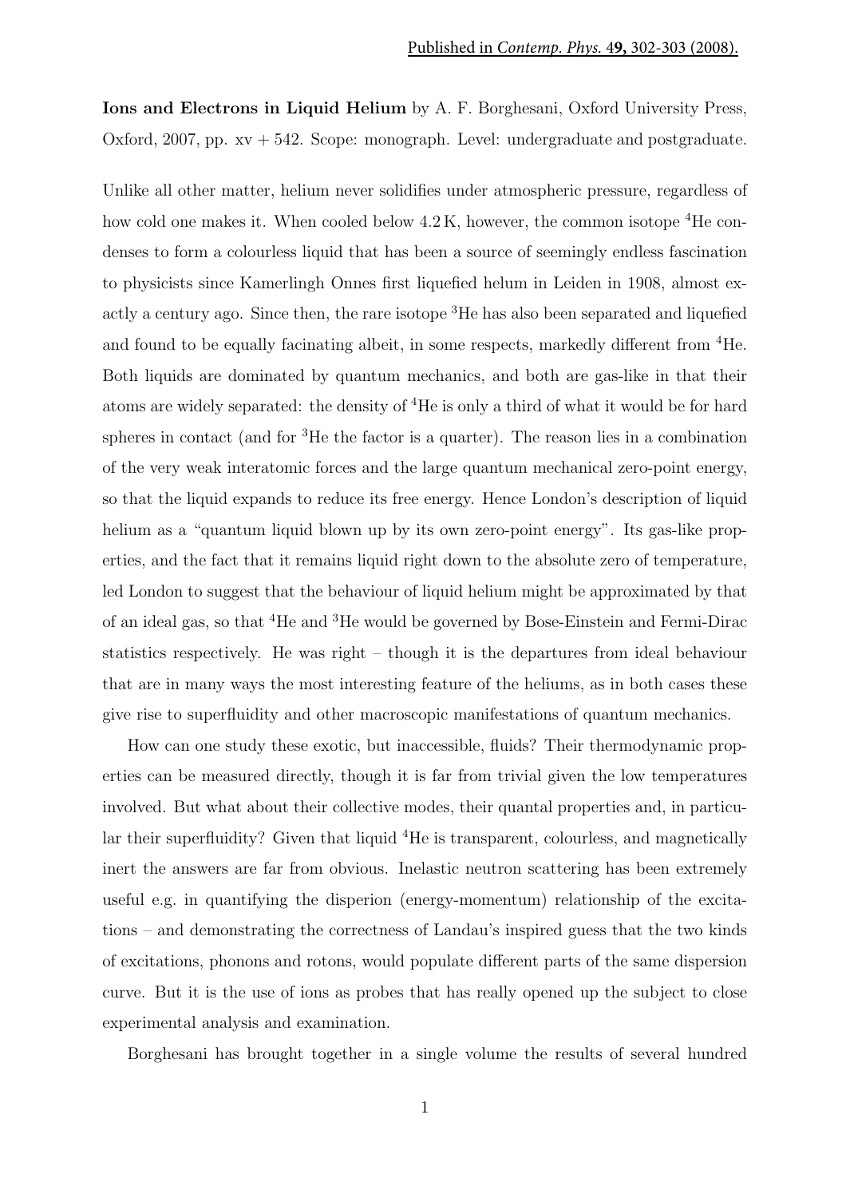Published in *Contemp. Phys.* **49,** 302-303 (2008).

**Ions and Electrons in Liquid Helium** by A. F. Borghesani, Oxford University Press, Oxford, 2007, pp. xv + 542. Scope: monograph. Level: undergraduate and postgraduate.

Unlike all other matter, helium never solidifies under atmospheric pressure, regardless of how cold one makes it. When cooled below 4.2 K, however, the common isotope $^4$He condenses to form a colourless liquid that has been a source of seemingly endless fascination to physicists since Kamerlingh Onnes first liquefied helium in Leiden in 1908, almost exactly a century ago. Since then, the rare isotope $^3$He has also been separated and liquefied and found to be equally facinating albeit, in some respects, markedly different from $^4$He. Both liquids are dominated by quantum mechanics, and both are gas-like in that their atoms are widely separated: the density of $^4$He is only a third of what it would be for hard spheres in contact (and for $^3$He the factor is a quarter). The reason lies in a combination of the very weak interatomic forces and the large quantum mechanical zero-point energy, so that the liquid expands to reduce its free energy. Hence London's description of liquid helium as a "quantum liquid blown up by its own zero-point energy". Its gas-like properties, and the fact that it remains liquid right down to the absolute zero of temperature, led London to suggest that the behaviour of liquid helium might be approximated by that of an ideal gas, so that $^4$He and $^3$He would be governed by Bose-Einstein and Fermi-Dirac statistics respectively. He was right – though it is the departures from ideal behaviour that are in many ways the most interesting feature of the heliums, as in both cases these give rise to superfluidity and other macroscopic manifestations of quantum mechanics.

How can one study these exotic, but inaccessible, fluids? Their thermodynamic properties can be measured directly, though it is far from trivial given the low temperatures involved. But what about their collective modes, their quantal properties and, in particular their superfluidity? Given that liquid $^4$He is transparent, colourless, and magnetically inert the answers are far from obvious. Inelastic neutron scattering has been extremely useful e.g. in quantifying the disperion (energy-momentum) relationship of the excitations – and demonstrating the correctness of Landau's inspired guess that the two kinds of excitations, phonons and rotons, would populate different parts of the same dispersion curve. But it is the use of ions as probes that has really opened up the subject to close experimental analysis and examination.

Borghesani has brought together in a single volume the results of several hundred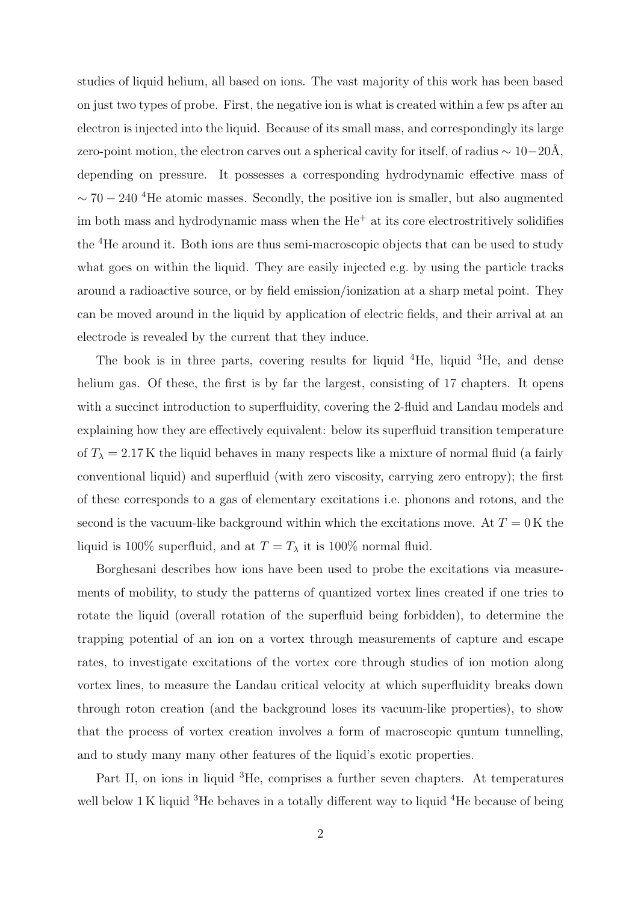studies of liquid helium, all based on ions. The vast majority of this work has been based on just two types of probe. First, the negative ion is what is created within a few ps after an electron is injected into the liquid. Because of its small mass, and correspondingly its large zero-point motion, the electron carves out a spherical cavity for itself, of radius $\sim 10-20$Å, depending on pressure. It possesses a corresponding hydrodynamic effective mass of $\sim 70-240$ $^4$He atomic masses. Secondly, the positive ion is smaller, but also augmented im both mass and hydrodynamic mass when the $He^+$ at its core electrostritively solidifies the $^4$He around it. Both ions are thus semi-macroscopic objects that can be used to study what goes on within the liquid. They are easily injected e.g. by using the particle tracks around a radioactive source, or by field emission/ionization at a sharp metal point. They can be moved around in the liquid by application of electric fields, and their arrival at an electrode is revealed by the current that they induce.

The book is in three parts, covering results for liquid $^4$He, liquid $^3$He, and dense helium gas. Of these, the first is by far the largest, consisting of 17 chapters. It opens with a succinct introduction to superfluidity, covering the 2-fluid and Landau models and explaining how they are effectively equivalent: below its superfluid transition temperature of $T_\lambda = 2.17$ K the liquid behaves in many respects like a mixture of normal fluid (a fairly conventional liquid) and superfluid (with zero viscosity, carrying zero entropy); the first of these corresponds to a gas of elementary excitations i.e. phonons and rotons, and the second is the vacuum-like background within which the excitations move. At $T = 0$ K the liquid is 100% superfluid, and at $T = T_\lambda$ it is 100% normal fluid.

Borghesani describes how ions have been used to probe the excitations via measurements of mobility, to study the patterns of quantized vortex lines created if one tries to rotate the liquid (overall rotation of the superfluid being forbidden), to determine the trapping potential of an ion on a vortex through measurements of capture and escape rates, to investigate excitations of the vortex core through studies of ion motion along vortex lines, to measure the Landau critical velocity at which superfluidity breaks down through roton creation (and the background loses its vacuum-like properties), to show that the process of vortex creation involves a form of macroscopic quntum tunnelling, and to study many many other features of the liquid's exotic properties.

Part II, on ions in liquid $^3$He, comprises a further seven chapters. At temperatures well below 1 K liquid $^3$He behaves in a totally different way to liquid $^4$He because of being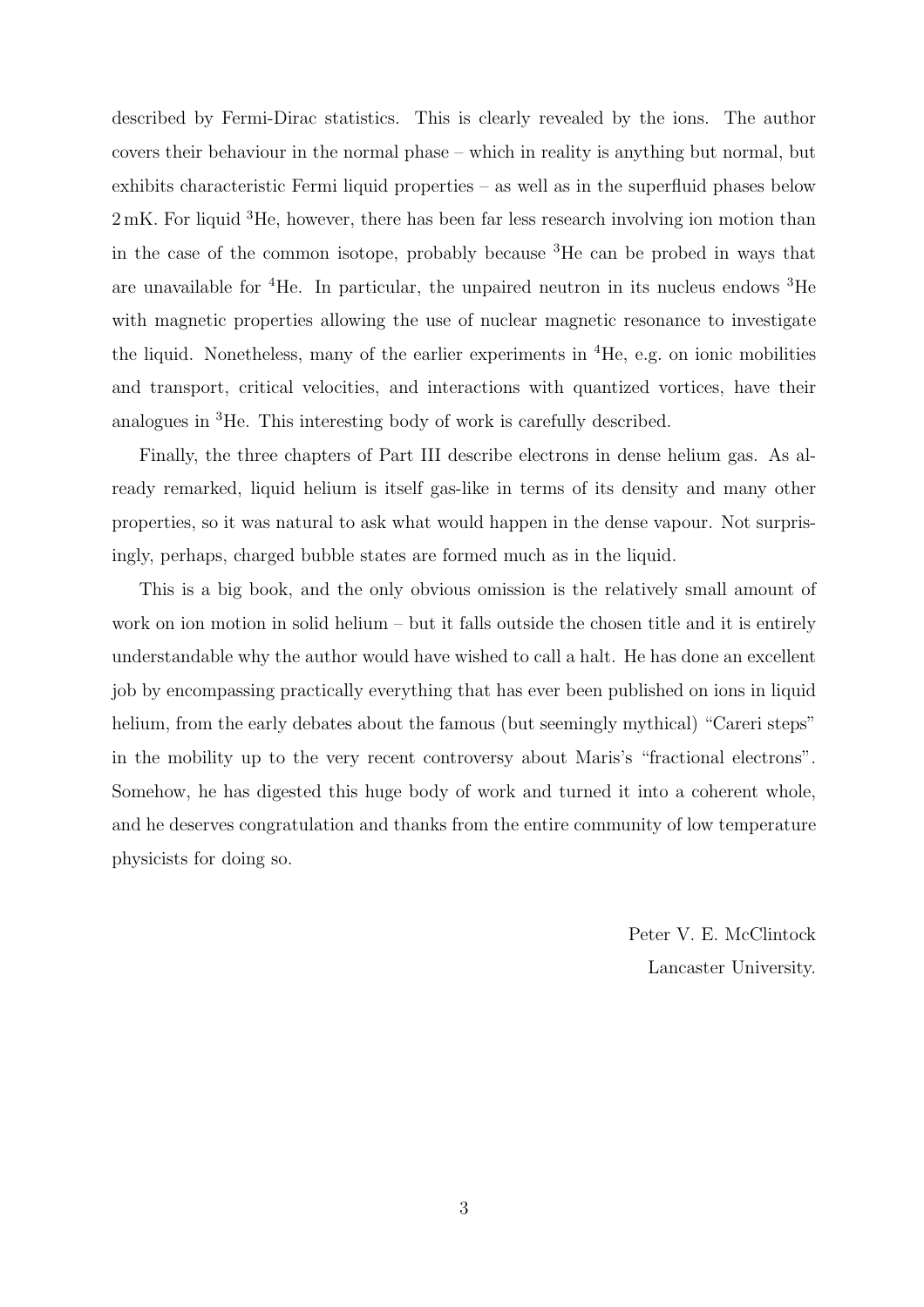described by Fermi-Dirac statistics. This is clearly revealed by the ions. The author covers their behaviour in the normal phase – which in reality is anything but normal, but exhibits characteristic Fermi liquid properties – as well as in the superfluid phases below 2 mK. For liquid $^3$He, however, there has been far less research involving ion motion than in the case of the common isotope, probably because $^3$He can be probed in ways that are unavailable for $^4$He. In particular, the unpaired neutron in its nucleus endows $^3$He with magnetic properties allowing the use of nuclear magnetic resonance to investigate the liquid. Nonetheless, many of the earlier experiments in $^4$He, e.g. on ionic mobilities and transport, critical velocities, and interactions with quantized vortices, have their analogues in $^3$He. This interesting body of work is carefully described.

Finally, the three chapters of Part III describe electrons in dense helium gas. As already remarked, liquid helium is itself gas-like in terms of its density and many other properties, so it was natural to ask what would happen in the dense vapour. Not surprisingly, perhaps, charged bubble states are formed much as in the liquid.

This is a big book, and the only obvious omission is the relatively small amount of work on ion motion in solid helium – but it falls outside the chosen title and it is entirely understandable why the author would have wished to call a halt. He has done an excellent job by encompassing practically everything that has ever been published on ions in liquid helium, from the early debates about the famous (but seemingly mythical) "Careri steps" in the mobility up to the very recent controversy about Maris's "fractional electrons". Somehow, he has digested this huge body of work and turned it into a coherent whole, and he deserves congratulation and thanks from the entire community of low temperature physicists for doing so.

Peter V. E. McClintock
Lancaster University.